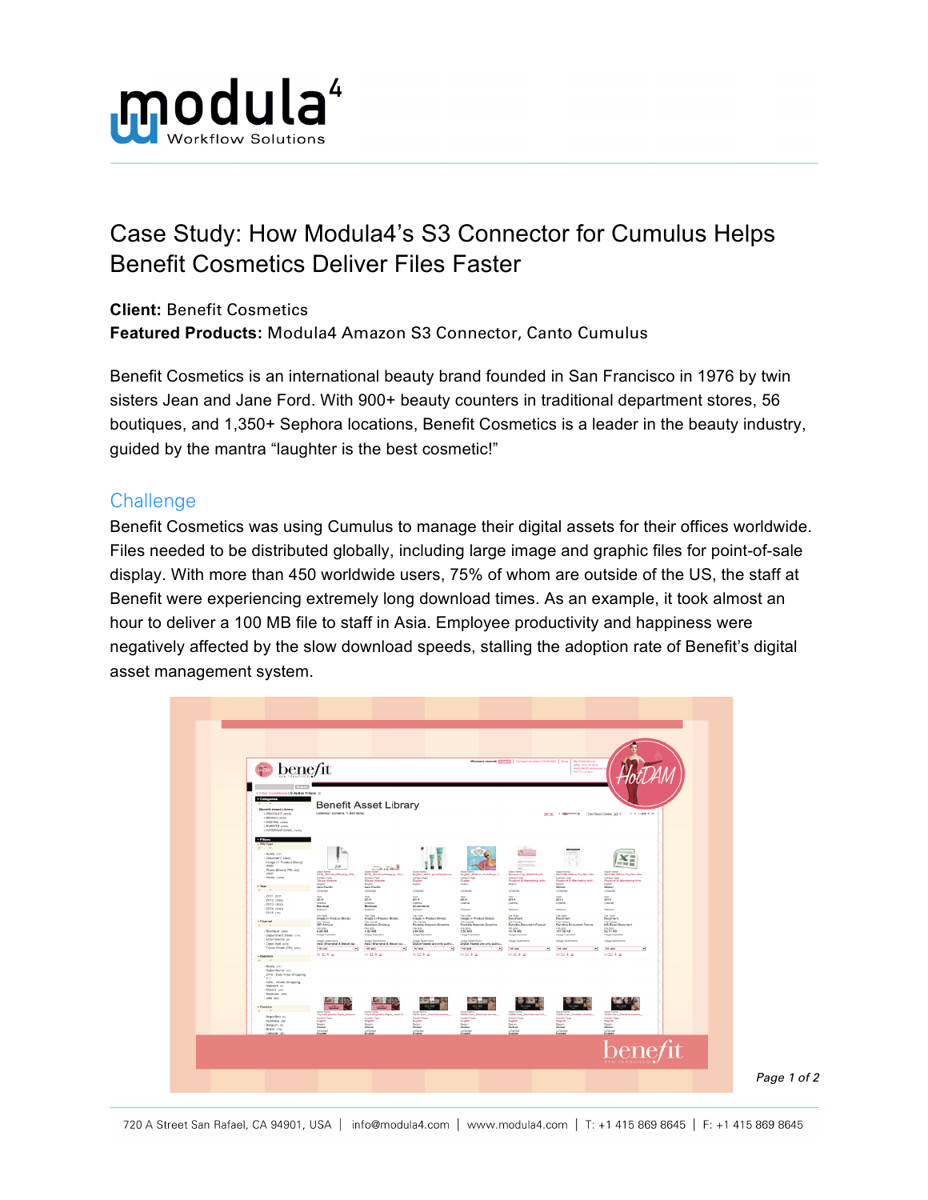# Case Study: How Modula4's S3 Connector for Cumulus Helps Benefit Cosmetics Deliver Files Faster

**Client:** Benefit Cosmetics
**Featured Products:** Modula4 Amazon S3 Connector, Canto Cumulus

Benefit Cosmetics is an international beauty brand founded in San Francisco in 1976 by twin sisters Jean and Jane Ford. With 900+ beauty counters in traditional department stores, 56 boutiques, and 1,350+ Sephora locations, Benefit Cosmetics is a leader in the beauty industry, guided by the mantra "laughter is the best cosmetic!"

## Challenge

Benefit Cosmetics was using Cumulus to manage their digital assets for their offices worldwide. Files needed to be distributed globally, including large image and graphic files for point-of-sale display. With more than 450 worldwide users, 75% of whom are outside of the US, the staff at Benefit were experiencing extremely long download times. As an example, it took almost an hour to deliver a 100 MB file to staff in Asia. Employee productivity and happiness were negatively affected by the slow download speeds, stalling the adoption rate of Benefit's digital asset management system.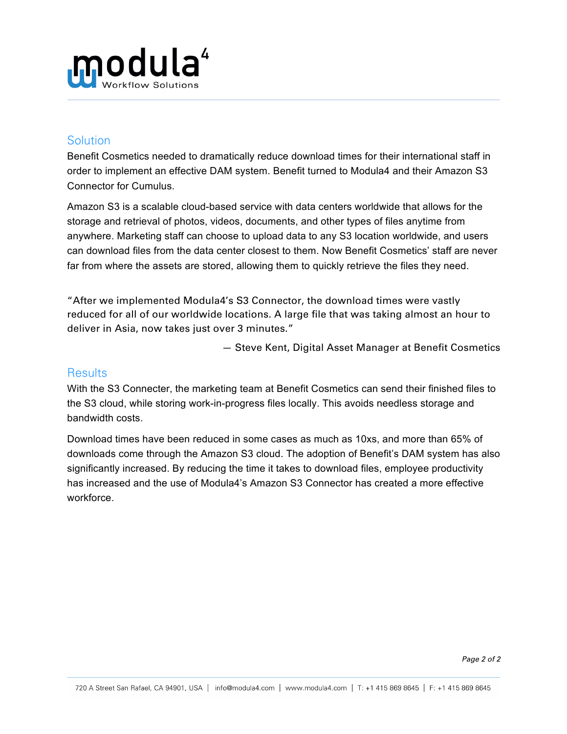## Solution

Benefit Cosmetics needed to dramatically reduce download times for their international staff in order to implement an effective DAM system. Benefit turned to Modula4 and their Amazon S3 Connector for Cumulus.

Amazon S3 is a scalable cloud-based service with data centers worldwide that allows for the storage and retrieval of photos, videos, documents, and other types of files anytime from anywhere. Marketing staff can choose to upload data to any S3 location worldwide, and users can download files from the data center closest to them. Now Benefit Cosmetics' staff are never far from where the assets are stored, allowing them to quickly retrieve the files they need.

"After we implemented Modula4's S3 Connector, the download times were vastly reduced for all of our worldwide locations. A large file that was taking almost an hour to deliver in Asia, now takes just over 3 minutes."

— Steve Kent, Digital Asset Manager at Benefit Cosmetics

## Results

With the S3 Connecter, the marketing team at Benefit Cosmetics can send their finished files to the S3 cloud, while storing work-in-progress files locally. This avoids needless storage and bandwidth costs.

Download times have been reduced in some cases as much as 10xs, and more than 65% of downloads come through the Amazon S3 cloud. The adoption of Benefit's DAM system has also significantly increased. By reducing the time it takes to download files, employee productivity has increased and the use of Modula4's Amazon S3 Connector has created a more effective workforce.